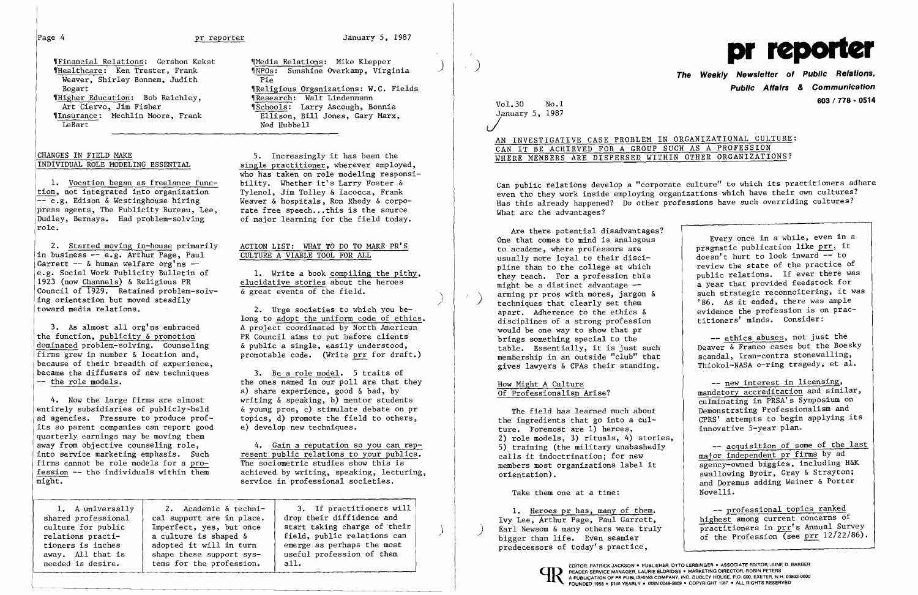¶Financial Relations: Gershon Kekst
¶Healthcare: Ken Trester, Frank Weaver, Shirley Bonnem, Judith Bogart
¶Higher Education: Bob Reichley, Art Ciervo, Jim Fisher
¶Insurance: Mechlin Moore, Frank LeBart
¶Media Relations: Mike Klepper
¶NPOs: Sunshine Overkamp, Virginia Pie
¶Religious Organizations: W.C. Fields
¶Research: Walt Lindenmann
¶Schools: Larry Ascough, Bonnie Ellison, Bill Jones, Gary Marx, Ned Hubbell

## CHANGES IN FIELD MAKE INDIVIDUAL ROLE MODELING ESSENTIAL

1. Vocation began as freelance function, not integrated into organization -- e.g. Edison & Westinghouse hiring press agents, The Publicity Bureau, Lee, Dudley, Bernays. Had problem-solving role.

2. Started moving in-house primarily in business -- e.g. Arthur Page, Paul Garrett -- & human welfare org'ns -- e.g. Social Work Publicity Bulletin of 1923 (now Channels) & Religious PR Council of 1929. Retained problem-solving orientation but moved steadily toward media relations.

3. As almost all org'ns embraced the function, publicity & promotion dominated problem-solving. Counseling firms grew in number & location and, because of their breadth of experience, became the diffusers of new techniques -- the role models.

4. Now the large firms are almost entirely subsidiaries of publicly-held ad agencies. Pressure to produce profits so parent companies can report good quarterly earnings may be moving them away from objective counseling role, into service marketing emphasis. Such firms cannot be role models for a profession -- tho individuals within them might.

5. Increasingly it has been the single practitioner, wherever employed, who has taken on role modeling responsibility. Whether it's Larry Foster & Tylenol, Jim Tolley & Iacocca, Frank Weaver & hospitals, Ron Rhody & corporate free speech...this is the source of major learning for the field today.

## ACTION LIST: WHAT TO DO TO MAKE PR'S CULTURE A VIABLE TOOL FOR ALL

1. Write a book compiling the pithy, elucidative stories about the heroes & great events of the field.

2. Urge societies to which you belong to adopt the uniform code of ethics. A project coordinated by North American PR Council aims to put before clients & public a single, easily understood, promotable code. (Write prr for draft.)

3. Be a role model. 5 traits of the ones named in our poll are that they a) share experience, good & bad, by writing & speaking, b) mentor students & young pros, c) stimulate debate on pr topics, d) promote the field to others, e) develop new techniques.

4. Gain a reputation so you can represent public relations to your publics. The sociometric studies show this is achieved by writing, speaking, lecturing, service in professional societies.

| 1. A universally shared professional culture for public relations practitioners is inches away. All that is needed is desire. | 2. Academic & technical support are in place. Imperfect, yes, but once a culture is shaped & adopted it will in turn shape these support systems for the profession. | 3. If practitioners will drop their diffidence and start taking charge of their field, public relations can emerge as perhaps the most useful profession of them all. |
|---|---|---|

# pr reporter

**The Weekly Newsletter of Public Relations, Public Affairs & Communication**

603 / 778 - 0514

Vol.30 No.1
January 5, 1987

## AN INVESTIGATIVE CASE PROBLEM IN ORGANIZATIONAL CULTURE: CAN IT BE ACHIEVED FOR A GROUP SUCH AS A PROFESSION WHERE MEMBERS ARE DISPERSED WITHIN OTHER ORGANIZATIONS?

Can public relations develop a "corporate culture" to which its practitioners adhere even tho they work inside employing organizations which have their own cultures? Has this already happened? Do other professions have such overriding cultures? What are the advantages?

Are there potential disadvantages? One that comes to mind is analogous to academe, where professors are usually more loyal to their discipline than to the college at which they teach. For a profession this might be a distinct advantage -- arming pr pros with mores, jargon & techniques that clearly set them apart. Adherence to the ethics & disciplines of a strong profession would be one way to show that pr brings something special to the table. Essentially, it is just such membership in an outside "club" that gives lawyers & CPAs their standing.

> Every once in a while, even in a pragmatic publication like prr, it doesn't hurt to look inward -- to review the state of the practice of public relations. If ever there was a year that provided feedstock for such strategic reconnoitering, it was '86. As it ended, there was ample evidence the profession is on practitioners' minds. Consider:
>
> -- ethics abuses, not just the Deaver & Franco cases but the Boesky scandal, Iran-contra stonewalling, Thiokol-NASA o-ring tragedy, et al.
>
> -- new interest in licensing, mandatory accreditation and similar, culminating in PRSA's Symposium on Demonstrating Professionalism and CPRS' attempts to begin applying its innovative 5-year plan.
>
> -- acquisition of some of the last major independent pr firms by ad agency-owned biggies, including H&K swallowing Byoir, Gray & Strayton; and Doremus adding Weiner & Porter Novelli.
>
> -- professional topics ranked highest among current concerns of practitioners in prr's Annual Survey of the Profession (see prr 12/22/86).

### How Might A Culture Of Professionalism Arise?

The field has learned much about the ingredients that go into a culture. Foremost are 1) heroes, 2) role models, 3) rituals, 4) stories, 5) training (the military unabashedly calls it indoctrination; for new members most organizations label it orientation).

Take them one at a time:

1. Heroes pr has, many of them. Ivy Lee, Arthur Page, Paul Garrett, Earl Newsom & many others were truly bigger than life. Even seamier predecessors of today's practice,

EDITOR, PATRICK JACKSON • PUBLISHER, OTTO LERBINGER • ASSOCIATE EDITOR, JUNE D. BARBER
READER SERVICE MANAGER, LAURIE ELDRIDGE • MARKETING DIRECTOR, ROBIN PETERS
A PUBLICATION OF PR PUBLISHING COMPANY, INC. DUDLEY HOUSE, P.O. 600, EXETER, N.H. 03833-0600
FOUNDED 1958 • $145 YEARLY • ISSN 0048-2609 • COPYRIGHT 1987 • ALL RIGHTS RESERVED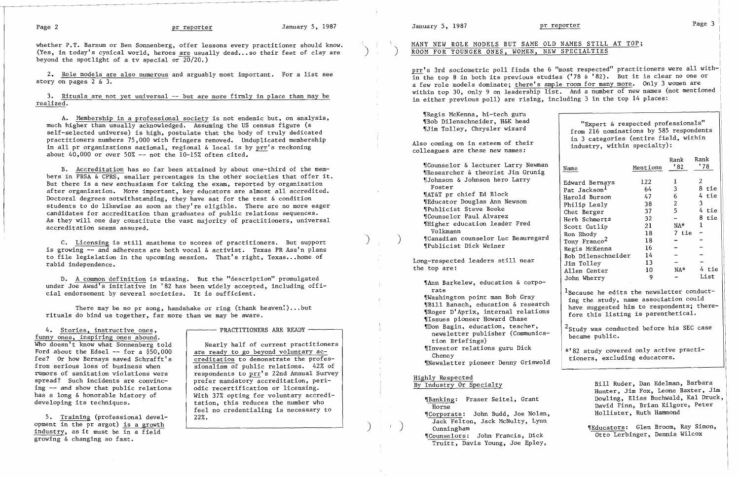whether P.T. Barnum or Ben Sonnenberg, offer lessons every practitioner should know. (Yes, in today's cynical world, heroes are usually dead...so their feet of clay are beyond the spotlight of a tv special or 20/20.)

2. Role models are also numerous and arguably most important. For a list see story on pages 2 & 3.

3. Rituals are not yet universal -- but are more firmly in place than may be realized.

A. Membership in a professional society is not endemic but, on analysis, much higher than usually acknowledged. Assuming the US census figure (a self-selected universe) is high, postulate that the body of truly dedicated practitioners numbers 75,000 with fringers removed. Unduplicated membership in all pr organizations national, regional & local is by prr's reckoning about 40,000 or over 50% -- not the 10-15% often cited.

B. Accreditation has so far been attained by about one-third of the members in PRSA & CPRS, smaller percentages in the other societies that offer it. But there is a new enthusiasm for taking the exam, reported by organization after organization. More important, key educators are almost all accredited. Doctoral degrees notwithstanding, they have sat for the test & condition students to do likewise as soon as they're eligible. There are no more eager candidates for accreditation than graduates of public relations sequences. As they will one day constitute the vast majority of practitioners, universal accreditation seems assured.

C. Licensing is still anathema to scores of practitioners. But support is growing -- and adherents are both vocal & activist. Texas PR Ass'n plans to file legislation in the upcoming session. That's right, Texas...home of rabid independence.

D. A common definition is missing. But the "description" promulgated under Joe Awad's initiative in '82 has been widely accepted, including official endorsement by several societies. It is sufficient.

There may be no pr song, handshake or ring (thank heaven!)...but rituals do bind us together, far more than we may be aware.

4. Stories, instructive ones, funny ones, inspiring ones abound. Who doesn't know what Sonnenberg told Ford about the Edsel -- for a $50,000 fee? Or how Bernays saved Schrafft's from serious loss of business when rumors of sanitation violations were spread? Such incidents are convincing -- and show that public relations has a long & honorable history of developing its techniques.

5. Training (professional development in the pr argot) is a growth industry, as it must be in a field growing & changing so fast.

**PRACTITIONERS ARE READY**

Nearly half of current practitioners are ready to go beyond voluntary accreditation to demonstrate the professionalism of public relations. 42% of respondents to prr's 22nd Annual Survey prefer mandatory accreditation, periodic recertification or licensing. With 37% opting for voluntary accreditation, this reduces the number who feel no credentialing is necessary to 22%.

## MANY NEW ROLE MODELS BUT SAME OLD NAMES STILL AT TOP; ROOM FOR YOUNGER ONES, WOMEN, NEW SPECIALTIES

prr's 3rd sociometric poll finds the 6 "most respected" practitioners were all within the top 8 in both its previous studies ('78 & '82). But it is clear no one or a few role models dominate; there's ample room for many more. Only 3 women are within top 30, only 9 on leadership list. And a number of new names (not mentioned in either previous poll) are rising, including 3 in the top 14 places:

- ¶Regis McKenna, hi-tech guru
- ¶Bob Dilenschneider, H&K head
- ¶Jim Tolley, Chrysler wizard

Also coming on in esteem of their colleagues are these new names:

- ¶Counselor & lecturer Larry Newman
- ¶Researcher & theorist Jim Grunig
- ¶Johnson & Johnson hero Larry Foster
- ¶AT&T pr chief Ed Block
- ¶Educator Douglas Ann Newsom
- ¶Publicist Steve Booke
- ¶Counselor Paul Alvarez
- ¶Higher education leader Fred Volkmann
- ¶Canadian counselor Luc Beauregard
- ¶Publicist Dick Weiner

Long-respected leaders still near the top are:

- ¶Ann Barkelew, education & corporate
- ¶Washington point man Bob Gray
- ¶Bill Banach, education & research
- ¶Roger D'Aprix, internal relations
- ¶Issues pioneer Howard Chase
- ¶Don Bagin, education, teacher, newsletter publisher (Communication Briefings)
- ¶Investor relations guru Dick Cheney
- ¶Newsletter pioneer Denny Griswold

"Expert & respected professionals" from 216 nominations by 585 respondents in 3 categories (entire field, within industry, within specialty):

| Name | Mentions | Rank '82 | Rank '78 |
|---|---|---|---|
| Edward Bernays | 122 | 1 | 2 |
| Pat Jackson[1] | 64 | 3 | 8 tie |
| Harold Burson | 47 | 6 | 4 tie |
| Philip Lesly | 38 | 2 | 3 |
| Chet Berger | 37 | 5 | 4 tie |
| Herb Schmertz | 32 | - | 8 tie |
| Scott Cutlip | 21 | NA* | 1 |
| Ron Rhody | 18 | 7 tie | - |
| Tony Franco[2] | 18 | - | - |
| Regis McKenna | 16 | - | - |
| Bob Dilenschneider | 14 | - | - |
| Jim Tolley | 13 | - | - |
| Allen Center | 10 | NA* | 4 tie |
| John Wherry | 9 | - | List |

[1] Because he edits the newsletter conducting the study, name association could have suggested him to respondents; therefore this listing is parenthetical.

[2] Study was conducted before his SEC case became public.

*'82 study covered only active practitioners, excluding educators.

### Highly Respected By Industry Or Specialty

- ¶Banking: Fraser Seitel, Grant Horne
- ¶Corporate: John Budd, Joe Nolan, Jack Felton, Jack McNulty, Lynn Cunningham
- ¶Counselors: John Francis, Dick Truitt, Davis Young, Joe Epley, Bill Ruder, Dan Edelman, Barbara Hunter, Jim Fox, Leone Baxter, Jim Dowling, Elias Buchwald, Kal Druck, David Finn, Brian Kilgore, Peter Hollister, Ruth Hammond
- ¶Educators: Glen Broom, Ray Simon, Otto Lerbinger, Dennis Wilcox